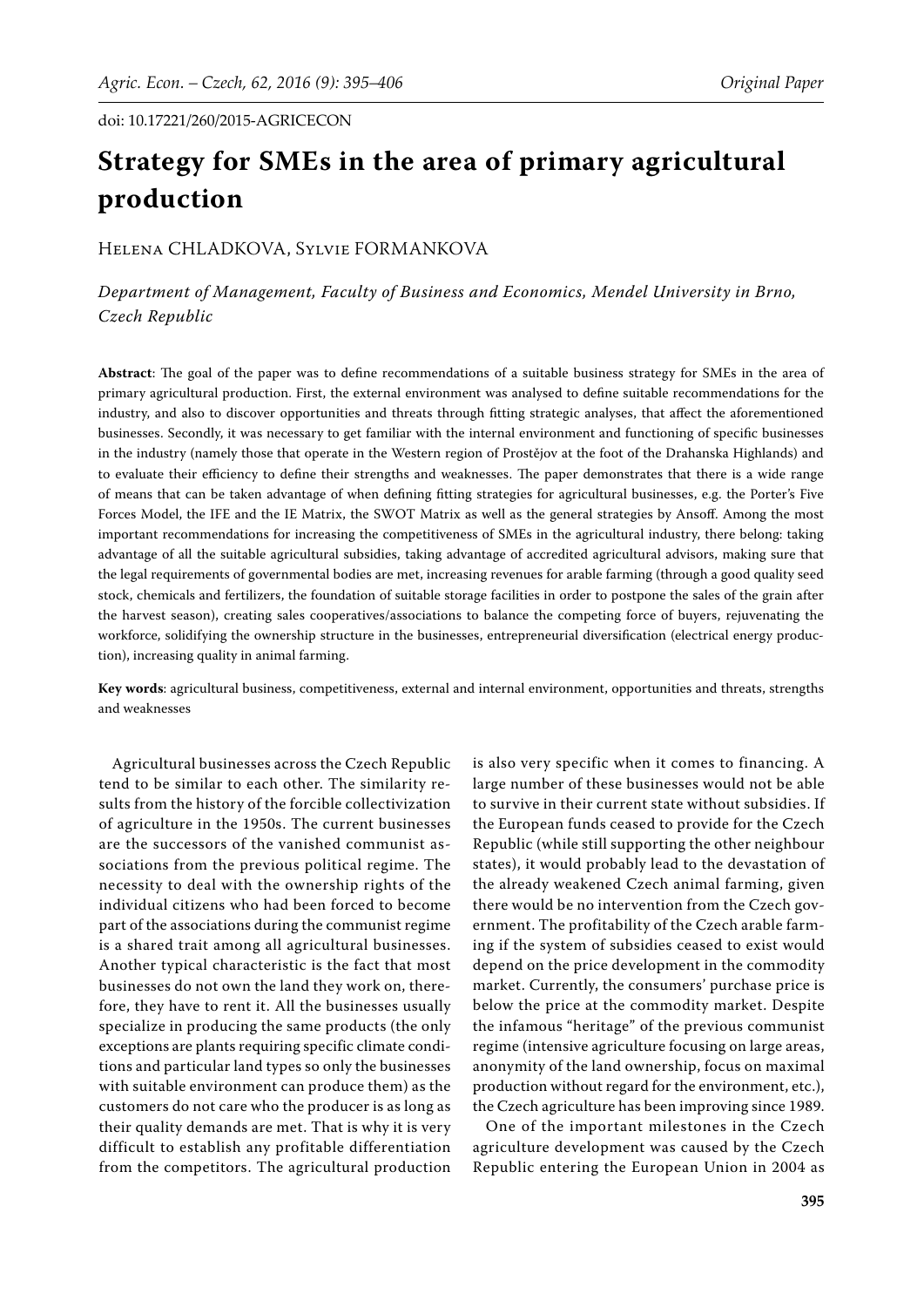doi: 10.17221/260/2015-AGRICECON

# Strategy for SMEs in the area of primary agricultural production

Helena CHLADKOVA, Sylvie FORMANKOVA

*Department of Management, Faculty of Business and Economics, Mendel University in Brno, Czech Republic*

**Abstract**: The goal of the paper was to define recommendations of a suitable business strategy for SMEs in the area of primary agricultural production. First, the external environment was analysed to define suitable recommendations for the industry, and also to discover opportunities and threats through fitting strategic analyses, that affect the aforementioned businesses. Secondly, it was necessary to get familiar with the internal environment and functioning of specific businesses in the industry (namely those that operate in the Western region of Prostějov at the foot of the Drahanska Highlands) and to evaluate their efficiency to define their strengths and weaknesses. The paper demonstrates that there is a wide range of means that can be taken advantage of when defining fitting strategies for agricultural businesses, e.g. the Porter's Five Forces Model, the IFE and the IE Matrix, the SWOT Matrix as well as the general strategies by Ansoff. Among the most important recommendations for increasing the competitiveness of SMEs in the agricultural industry, there belong: taking advantage of all the suitable agricultural subsidies, taking advantage of accredited agricultural advisors, making sure that the legal requirements of governmental bodies are met, increasing revenues for arable farming (through a good quality seed stock, chemicals and fertilizers, the foundation of suitable storage facilities in order to postpone the sales of the grain after the harvest season), creating sales cooperatives/associations to balance the competing force of buyers, rejuvenating the workforce, solidifying the ownership structure in the businesses, entrepreneurial diversification (electrical energy production), increasing quality in animal farming.

**Key words**: agricultural business, competitiveness, external and internal environment, opportunities and threats, strengths and weaknesses

Agricultural businesses across the Czech Republic tend to be similar to each other. The similarity results from the history of the forcible collectivization of agriculture in the 1950s. The current businesses are the successors of the vanished communist associations from the previous political regime. The necessity to deal with the ownership rights of the individual citizens who had been forced to become part of the associations during the communist regime is a shared trait among all agricultural businesses. Another typical characteristic is the fact that most businesses do not own the land they work on, therefore, they have to rent it. All the businesses usually specialize in producing the same products (the only exceptions are plants requiring specific climate conditions and particular land types so only the businesses with suitable environment can produce them) as the customers do not care who the producer is as long as their quality demands are met. That is why it is very difficult to establish any profitable differentiation from the competitors. The agricultural production is also very specific when it comes to financing. A large number of these businesses would not be able to survive in their current state without subsidies. If the European funds ceased to provide for the Czech Republic (while still supporting the other neighbour states), it would probably lead to the devastation of the already weakened Czech animal farming, given there would be no intervention from the Czech government. The profitability of the Czech arable farming if the system of subsidies ceased to exist would depend on the price development in the commodity market. Currently, the consumers' purchase price is below the price at the commodity market. Despite the infamous "heritage" of the previous communist regime (intensive agriculture focusing on large areas, anonymity of the land ownership, focus on maximal production without regard for the environment, etc.), the Czech agriculture has been improving since 1989.

One of the important milestones in the Czech agriculture development was caused by the Czech Republic entering the European Union in 2004 as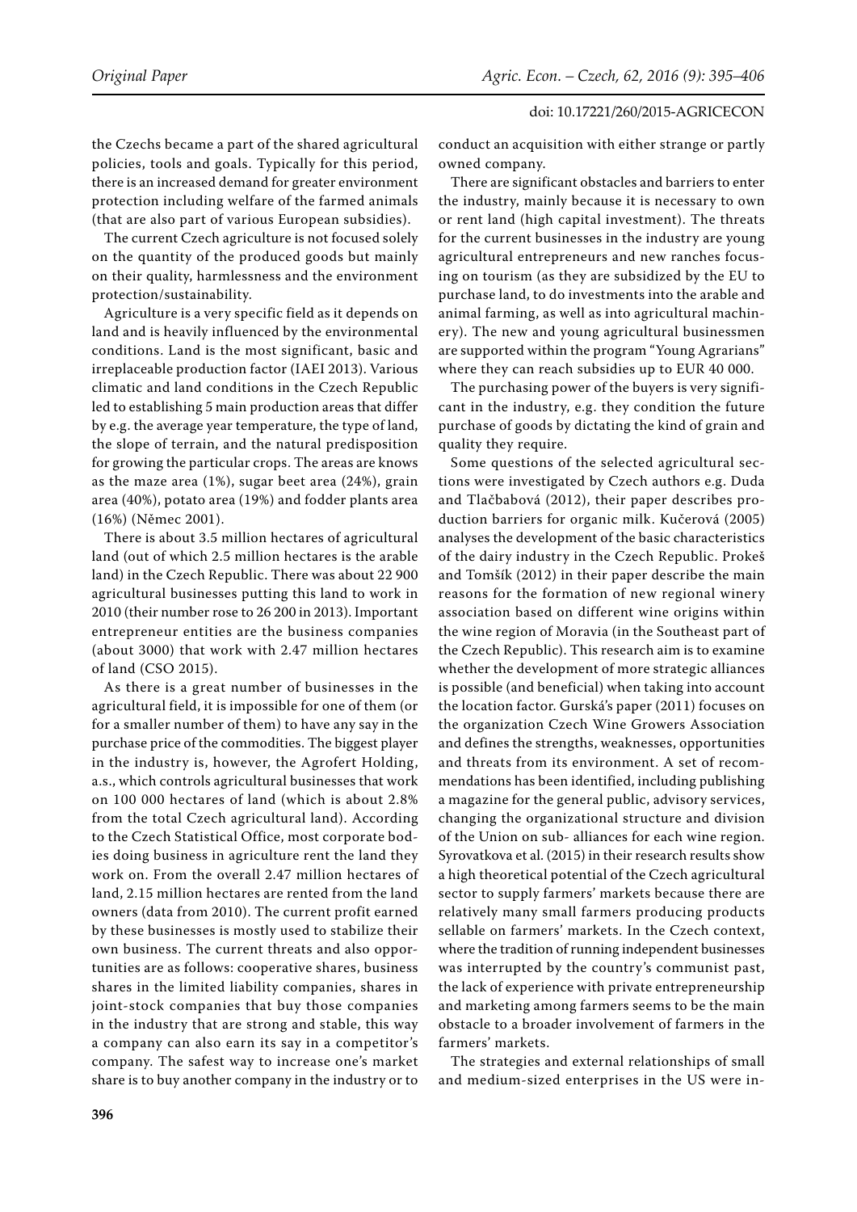the Czechs became a part of the shared agricultural policies, tools and goals. Typically for this period, there is an increased demand for greater environment protection including welfare of the farmed animals (that are also part of various European subsidies).

The current Czech agriculture is not focused solely on the quantity of the produced goods but mainly on their quality, harmlessness and the environment protection/sustainability.

Agriculture is a very specific field as it depends on land and is heavily influenced by the environmental conditions. Land is the most significant, basic and irreplaceable production factor (IAEI 2013). Various climatic and land conditions in the Czech Republic led to establishing 5 main production areas that differ by e.g. the average year temperature, the type of land, the slope of terrain, and the natural predisposition for growing the particular crops. The areas are knows as the maze area (1%), sugar beet area (24%), grain area (40%), potato area (19%) and fodder plants area (16%) (Němec 2001).

There is about 3.5 million hectares of agricultural land (out of which 2.5 million hectares is the arable land) in the Czech Republic. There was about 22 900 agricultural businesses putting this land to work in 2010 (their number rose to 26 200 in 2013). Important entrepreneur entities are the business companies (about 3000) that work with 2.47 million hectares of land (CSO 2015).

As there is a great number of businesses in the agricultural field, it is impossible for one of them (or for a smaller number of them) to have any say in the purchase price of the commodities. The biggest player in the industry is, however, the Agrofert Holding, a.s., which controls agricultural businesses that work on 100 000 hectares of land (which is about 2.8% from the total Czech agricultural land). According to the Czech Statistical Office, most corporate bodies doing business in agriculture rent the land they work on. From the overall 2.47 million hectares of land, 2.15 million hectares are rented from the land owners (data from 2010). The current profit earned by these businesses is mostly used to stabilize their own business. The current threats and also opportunities are as follows: cooperative shares, business shares in the limited liability companies, shares in joint-stock companies that buy those companies in the industry that are strong and stable, this way a company can also earn its say in a competitor's company. The safest way to increase one's market share is to buy another company in the industry or to conduct an acquisition with either strange or partly owned company.

There are significant obstacles and barriers to enter the industry, mainly because it is necessary to own or rent land (high capital investment). The threats for the current businesses in the industry are young agricultural entrepreneurs and new ranches focusing on tourism (as they are subsidized by the EU to purchase land, to do investments into the arable and animal farming, as well as into agricultural machinery). The new and young agricultural businessmen are supported within the program "Young Agrarians" where they can reach subsidies up to EUR 40 000.

The purchasing power of the buyers is very significant in the industry, e.g. they condition the future purchase of goods by dictating the kind of grain and quality they require.

Some questions of the selected agricultural sections were investigated by Czech authors e.g. Duda and Tlačbabová (2012), their paper describes production barriers for organic milk. Kučerová (2005) analyses the development of the basic characteristics of the dairy industry in the Czech Republic. Prokeš and Tomšík (2012) in their paper describe the main reasons for the formation of new regional winery association based on different wine origins within the wine region of Moravia (in the Southeast part of the Czech Republic). This research aim is to examine whether the development of more strategic alliances is possible (and beneficial) when taking into account the location factor. Gurská's paper (2011) focuses on the organization Czech Wine Growers Association and defines the strengths, weaknesses, opportunities and threats from its environment. A set of recommendations has been identified, including publishing a magazine for the general public, advisory services, changing the organizational structure and division of the Union on sub- alliances for each wine region. Syrovatkova et al. (2015) in their research results show a high theoretical potential of the Czech agricultural sector to supply farmers' markets because there are relatively many small farmers producing products sellable on farmers' markets. In the Czech context, where the tradition of running independent businesses was interrupted by the country's communist past, the lack of experience with private entrepreneurship and marketing among farmers seems to be the main obstacle to a broader involvement of farmers in the farmers' markets.

The strategies and external relationships of small and medium-sized enterprises in the US were in-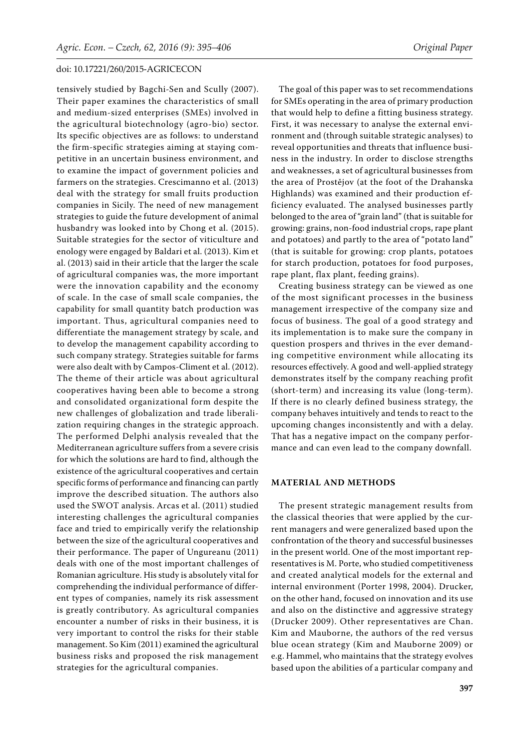tensively studied by Bagchi-Sen and Scully (2007). Their paper examines the characteristics of small and medium-sized enterprises (SMEs) involved in the agricultural biotechnology (agro-bio) sector. Its specific objectives are as follows: to understand the firm-specific strategies aiming at staying competitive in an uncertain business environment, and to examine the impact of government policies and farmers on the strategies. Crescimanno et al. (2013) deal with the strategy for small fruits production companies in Sicily. The need of new management strategies to guide the future development of animal husbandry was looked into by Chong et al. (2015). Suitable strategies for the sector of viticulture and enology were engaged by Baldari et al. (2013). Kim et al. (2013) said in their article that the larger the scale of agricultural companies was, the more important were the innovation capability and the economy of scale. In the case of small scale companies, the capability for small quantity batch production was important. Thus, agricultural companies need to differentiate the management strategy by scale, and to develop the management capability according to such company strategy. Strategies suitable for farms were also dealt with by Campos-Climent et al. (2012). The theme of their article was about agricultural cooperatives having been able to become a strong and consolidated organizational form despite the new challenges of globalization and trade liberalization requiring changes in the strategic approach. The performed Delphi analysis revealed that the Mediterranean agriculture suffers from a severe crisis for which the solutions are hard to find, although the existence of the agricultural cooperatives and certain specific forms of performance and financing can partly improve the described situation. The authors also used the SWOT analysis. Arcas et al. (2011) studied interesting challenges the agricultural companies face and tried to empirically verify the relationship between the size of the agricultural cooperatives and their performance. The paper of Ungureanu (2011) deals with one of the most important challenges of Romanian agriculture. His study is absolutely vital for comprehending the individual performance of different types of companies, namely its risk assessment is greatly contributory. As agricultural companies encounter a number of risks in their business, it is very important to control the risks for their stable management. So Kim (2011) examined the agricultural business risks and proposed the risk management strategies for the agricultural companies.

The goal of this paper was to set recommendations for SMEs operating in the area of primary production that would help to define a fitting business strategy. First, it was necessary to analyse the external environment and (through suitable strategic analyses) to reveal opportunities and threats that influence business in the industry. In order to disclose strengths and weaknesses, a set of agricultural businesses from the area of Prostějov (at the foot of the Drahanska Highlands) was examined and their production efficiency evaluated. The analysed businesses partly belonged to the area of "grain land" (that is suitable for growing: grains, non-food industrial crops, rape plant and potatoes) and partly to the area of "potato land" (that is suitable for growing: crop plants, potatoes for starch production, potatoes for food purposes, rape plant, flax plant, feeding grains).

Creating business strategy can be viewed as one of the most significant processes in the business management irrespective of the company size and focus of business. The goal of a good strategy and its implementation is to make sure the company in question prospers and thrives in the ever demanding competitive environment while allocating its resources effectively. A good and well-applied strategy demonstrates itself by the company reaching profit (short-term) and increasing its value (long-term). If there is no clearly defined business strategy, the company behaves intuitively and tends to react to the upcoming changes inconsistently and with a delay. That has a negative impact on the company performance and can even lead to the company downfall.

## MATERIAL AND METHODS

The present strategic management results from the classical theories that were applied by the current managers and were generalized based upon the confrontation of the theory and successful businesses in the present world. One of the most important representatives is M. Porte, who studied competitiveness and created analytical models for the external and internal environment (Porter 1998, 2004). Drucker, on the other hand, focused on innovation and its use and also on the distinctive and aggressive strategy (Drucker 2009). Other representatives are Chan. Kim and Mauborne, the authors of the red versus blue ocean strategy (Kim and Mauborne 2009) or e.g. Hammel, who maintains that the strategy evolves based upon the abilities of a particular company and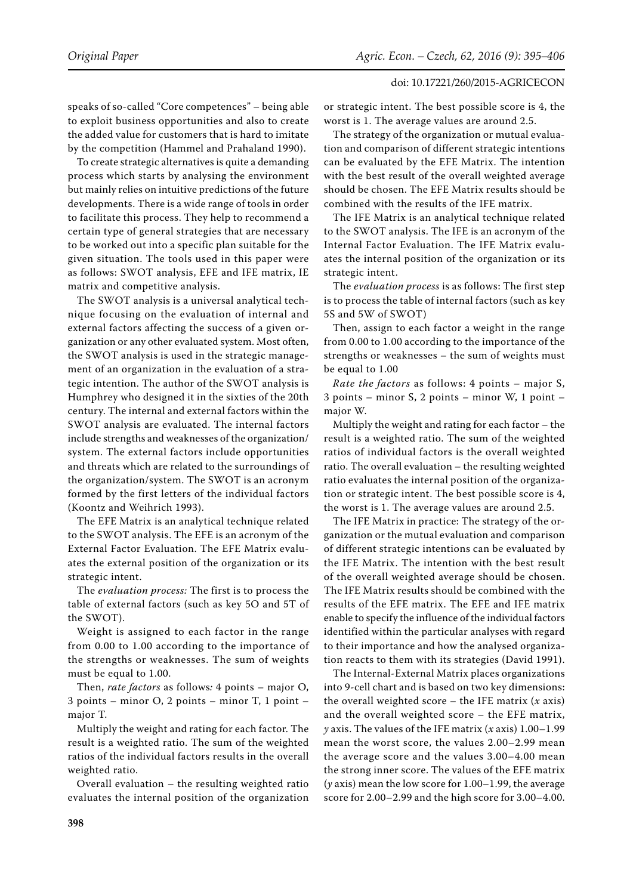speaks of so-called "Core competences" – being able to exploit business opportunities and also to create the added value for customers that is hard to imitate by the competition (Hammel and Prahaland 1990).

To create strategic alternatives is quite a demanding process which starts by analysing the environment but mainly relies on intuitive predictions of the future developments. There is a wide range of tools in order to facilitate this process. They help to recommend a certain type of general strategies that are necessary to be worked out into a specific plan suitable for the given situation. The tools used in this paper were as follows: SWOT analysis, EFE and IFE matrix, IE matrix and competitive analysis.

The SWOT analysis is a universal analytical technique focusing on the evaluation of internal and external factors affecting the success of a given organization or any other evaluated system. Most often, the SWOT analysis is used in the strategic management of an organization in the evaluation of a strategic intention. The author of the SWOT analysis is Humphrey who designed it in the sixties of the 20th century. The internal and external factors within the SWOT analysis are evaluated. The internal factors include strengths and weaknesses of the organization/system. The external factors include opportunities and threats which are related to the surroundings of the organization/system. The SWOT is an acronym formed by the first letters of the individual factors (Koontz and Weihrich 1993).

The EFE Matrix is an analytical technique related to the SWOT analysis. The EFE is an acronym of the External Factor Evaluation. The EFE Matrix evaluates the external position of the organization or its strategic intent.

The *evaluation process:* The first is to process the table of external factors (such as key 5O and 5T of the SWOT).

Weight is assigned to each factor in the range from 0.00 to 1.00 according to the importance of the strengths or weaknesses. The sum of weights must be equal to 1.00.

Then, *rate factors* as follows*:* 4 points – major O, 3 points – minor O, 2 points – minor T, 1 point – major T.

Multiply the weight and rating for each factor. The result is a weighted ratio. The sum of the weighted ratios of the individual factors results in the overall weighted ratio.

Overall evaluation – the resulting weighted ratio evaluates the internal position of the organization or strategic intent. The best possible score is 4, the worst is 1. The average values are around 2.5.

The strategy of the organization or mutual evaluation and comparison of different strategic intentions can be evaluated by the EFE Matrix. The intention with the best result of the overall weighted average should be chosen. The EFE Matrix results should be combined with the results of the IFE matrix.

The IFE Matrix is an analytical technique related to the SWOT analysis. The IFE is an acronym of the Internal Factor Evaluation. The IFE Matrix evaluates the internal position of the organization or its strategic intent.

The *evaluation process* is as follows: The first step is to process the table of internal factors (such as key 5S and 5W of SWOT)

Then, assign to each factor a weight in the range from 0.00 to 1.00 according to the importance of the strengths or weaknesses – the sum of weights must be equal to 1.00

*Rate the factors* as follows: 4 points – major S, 3 points – minor S, 2 points – minor W, 1 point – major W.

Multiply the weight and rating for each factor – the result is a weighted ratio. The sum of the weighted ratios of individual factors is the overall weighted ratio. The overall evaluation – the resulting weighted ratio evaluates the internal position of the organization or strategic intent. The best possible score is 4, the worst is 1. The average values are around 2.5.

The IFE Matrix in practice: The strategy of the organization or the mutual evaluation and comparison of different strategic intentions can be evaluated by the IFE Matrix. The intention with the best result of the overall weighted average should be chosen. The IFE Matrix results should be combined with the results of the EFE matrix. The EFE and IFE matrix enable to specify the influence of the individual factors identified within the particular analyses with regard to their importance and how the analysed organization reacts to them with its strategies (David 1991).

The Internal-External Matrix places organizations into 9-cell chart and is based on two key dimensions: the overall weighted score – the IFE matrix ($x$ axis) and the overall weighted score – the EFE matrix, $y$ axis. The values of the IFE matrix ($x$ axis) 1.00–1.99 mean the worst score, the values 2.00–2.99 mean the average score and the values 3.00–4.00 mean the strong inner score. The values of the EFE matrix ($y$ axis) mean the low score for 1.00–1.99, the average score for 2.00–2.99 and the high score for 3.00–4.00.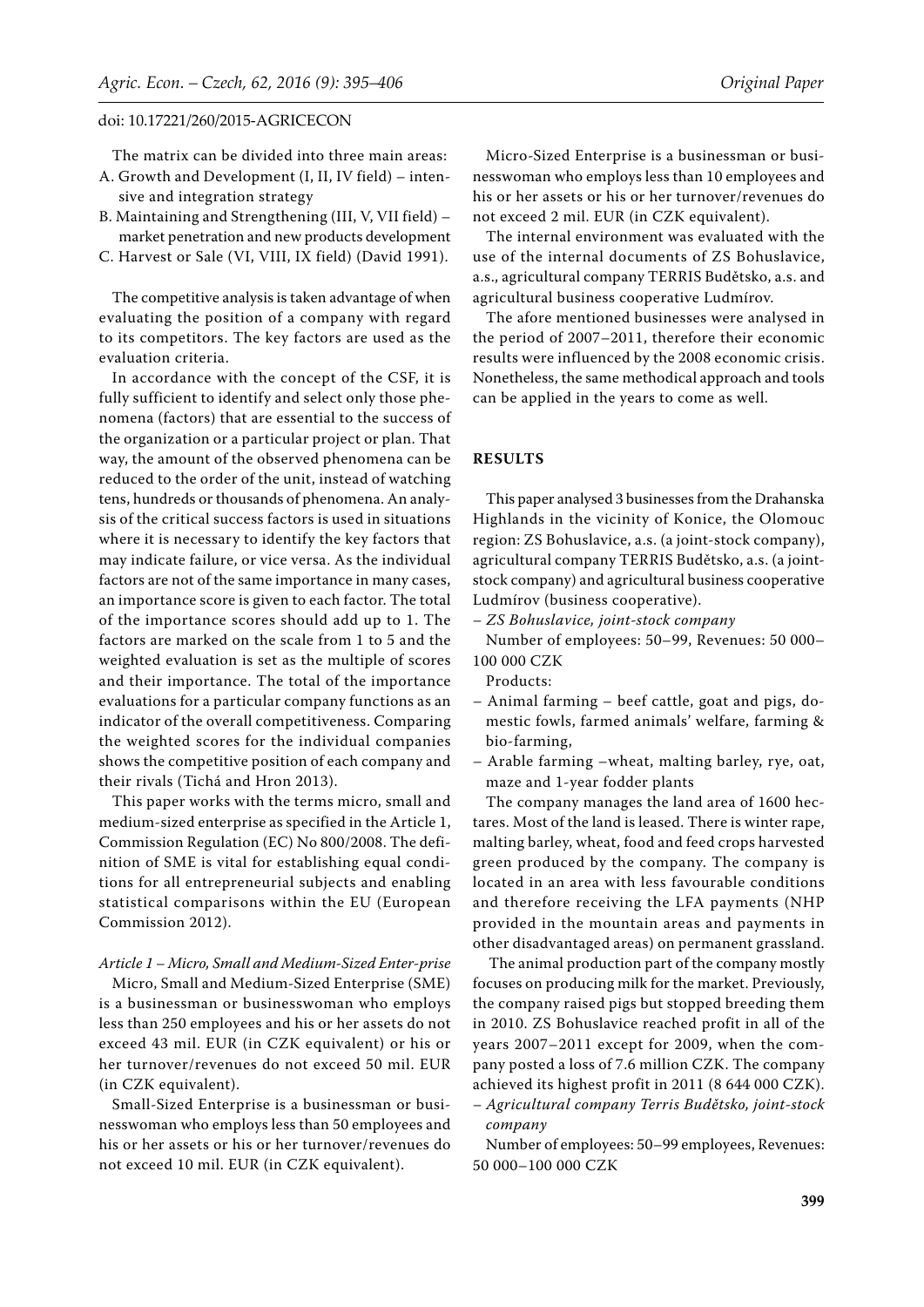The matrix can be divided into three main areas:

A. Growth and Development (I, II, IV field) – intensive and integration strategy
B. Maintaining and Strengthening (III, V, VII field) – market penetration and new products development
C. Harvest or Sale (VI, VIII, IX field) (David 1991).

The competitive analysis is taken advantage of when evaluating the position of a company with regard to its competitors. The key factors are used as the evaluation criteria.

In accordance with the concept of the CSF, it is fully sufficient to identify and select only those phenomena (factors) that are essential to the success of the organization or a particular project or plan. That way, the amount of the observed phenomena can be reduced to the order of the unit, instead of watching tens, hundreds or thousands of phenomena. An analysis of the critical success factors is used in situations where it is necessary to identify the key factors that may indicate failure, or vice versa. As the individual factors are not of the same importance in many cases, an importance score is given to each factor. The total of the importance scores should add up to 1. The factors are marked on the scale from 1 to 5 and the weighted evaluation is set as the multiple of scores and their importance. The total of the importance evaluations for a particular company functions as an indicator of the overall competitiveness. Comparing the weighted scores for the individual companies shows the competitive position of each company and their rivals (Tichá and Hron 2013).

This paper works with the terms micro, small and medium-sized enterprise as specified in the Article 1, Commission Regulation (EC) No 800/2008. The definition of SME is vital for establishing equal conditions for all entrepreneurial subjects and enabling statistical comparisons within the EU (European Commission 2012).

*Article 1 – Micro, Small and Medium-Sized Enter-prise*

Micro, Small and Medium-Sized Enterprise (SME) is a businessman or businesswoman who employs less than 250 employees and his or her assets do not exceed 43 mil. EUR (in CZK equivalent) or his or her turnover/revenues do not exceed 50 mil. EUR (in CZK equivalent).

Small-Sized Enterprise is a businessman or businesswoman who employs less than 50 employees and his or her assets or his or her turnover/revenues do not exceed 10 mil. EUR (in CZK equivalent).

Micro-Sized Enterprise is a businessman or businesswoman who employs less than 10 employees and his or her assets or his or her turnover/revenues do not exceed 2 mil. EUR (in CZK equivalent).

The internal environment was evaluated with the use of the internal documents of ZS Bohuslavice, a.s., agricultural company TERRIS Budětsko, a.s. and agricultural business cooperative Ludmírov.

The afore mentioned businesses were analysed in the period of 2007–2011, therefore their economic results were influenced by the 2008 economic crisis. Nonetheless, the same methodical approach and tools can be applied in the years to come as well.

## RESULTS

This paper analysed 3 businesses from the Drahanska Highlands in the vicinity of Konice, the Olomouc region: ZS Bohuslavice, a.s. (a joint-stock company), agricultural company TERRIS Budětsko, a.s. (a joint-stock company) and agricultural business cooperative Ludmírov (business cooperative).

– *ZS Bohuslavice, joint-stock company*

Number of employees: 50–99, Revenues: 50 000–100 000 CZK

Products:

– Animal farming – beef cattle, goat and pigs, domestic fowls, farmed animals' welfare, farming & bio-farming,
– Arable farming –wheat, malting barley, rye, oat, maze and 1-year fodder plants

The company manages the land area of 1600 hectares. Most of the land is leased. There is winter rape, malting barley, wheat, food and feed crops harvested green produced by the company. The company is located in an area with less favourable conditions and therefore receiving the LFA payments (NHP provided in the mountain areas and payments in other disadvantaged areas) on permanent grassland.

The animal production part of the company mostly focuses on producing milk for the market. Previously, the company raised pigs but stopped breeding them in 2010. ZS Bohuslavice reached profit in all of the years 2007–2011 except for 2009, when the company posted a loss of 7.6 million CZK. The company achieved its highest profit in 2011 (8 644 000 CZK).

– *Agricultural company Terris Budětsko, joint-stock company*

Number of employees: 50–99 employees, Revenues: 50 000–100 000 CZK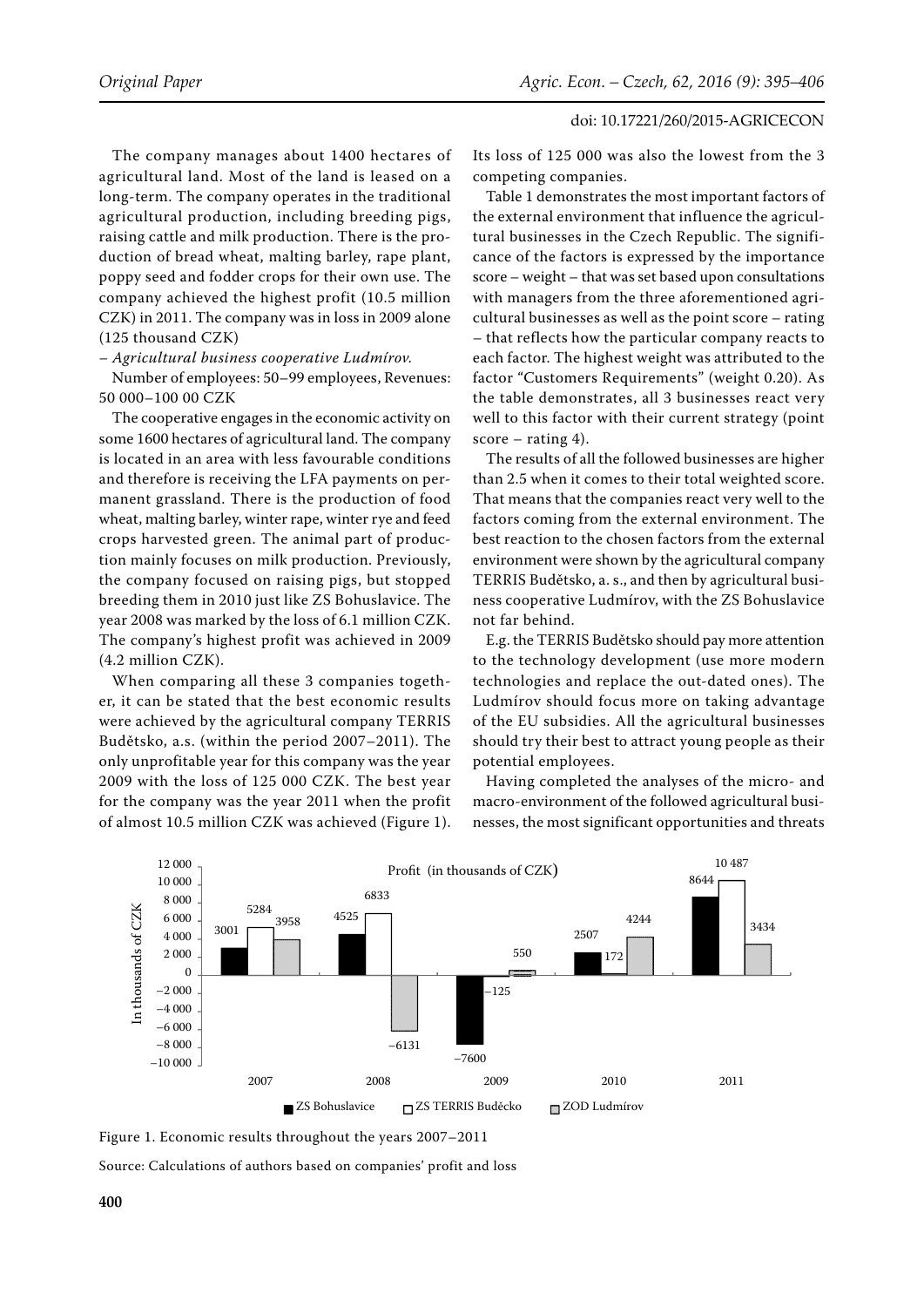The company manages about 1400 hectares of agricultural land. Most of the land is leased on a long-term. The company operates in the traditional agricultural production, including breeding pigs, raising cattle and milk production. There is the production of bread wheat, malting barley, rape plant, poppy seed and fodder crops for their own use. The company achieved the highest profit (10.5 million CZK) in 2011. The company was in loss in 2009 alone (125 thousand CZK)

– *Agricultural business cooperative Ludmírov.*

Number of employees: 50–99 employees, Revenues: 50 000–100 00 CZK

The cooperative engages in the economic activity on some 1600 hectares of agricultural land. The company is located in an area with less favourable conditions and therefore is receiving the LFA payments on permanent grassland. There is the production of food wheat, malting barley, winter rape, winter rye and feed crops harvested green. The animal part of production mainly focuses on milk production. Previously, the company focused on raising pigs, but stopped breeding them in 2010 just like ZS Bohuslavice. The year 2008 was marked by the loss of 6.1 million CZK. The company's highest profit was achieved in 2009 (4.2 million CZK).

When comparing all these 3 companies together, it can be stated that the best economic results were achieved by the agricultural company TERRIS Budětsko, a.s. (within the period 2007–2011). The only unprofitable year for this company was the year 2009 with the loss of 125 000 CZK. The best year for the company was the year 2011 when the profit of almost 10.5 million CZK was achieved (Figure 1). Its loss of 125 000 was also the lowest from the 3 competing companies.

Table 1 demonstrates the most important factors of the external environment that influence the agricultural businesses in the Czech Republic. The significance of the factors is expressed by the importance score – weight – that was set based upon consultations with managers from the three aforementioned agricultural businesses as well as the point score – rating – that reflects how the particular company reacts to each factor. The highest weight was attributed to the factor "Customers Requirements" (weight 0.20). As the table demonstrates, all 3 businesses react very well to this factor with their current strategy (point score – rating 4).

The results of all the followed businesses are higher than 2.5 when it comes to their total weighted score. That means that the companies react very well to the factors coming from the external environment. The best reaction to the chosen factors from the external environment were shown by the agricultural company TERRIS Budětsko, a. s., and then by agricultural business cooperative Ludmírov, with the ZS Bohuslavice not far behind.

E.g. the TERRIS Budětsko should pay more attention to the technology development (use more modern technologies and replace the out-dated ones). The Ludmírov should focus more on taking advantage of the EU subsidies. All the agricultural businesses should try their best to attract young people as their potential employees.

Having completed the analyses of the micro- and macro-environment of the followed agricultural businesses, the most significant opportunities and threats

Profit (in thousands of CZK)

| Year | ZS Bohuslavice | ZS TERRIS Buděcko | ZOD Ludmírov |
|---|---|---|---|
| 2007 | 3001 | 5284 | 3958 |
| 2008 | 4525 | 6833 | −6131 |
| 2009 | −7600 | −125 | 550 |
| 2010 | 2507 | 172 | 4244 |
| 2011 | 8644 | 10 487 | 3434 |

Figure 1. Economic results throughout the years 2007–2011

Source: Calculations of authors based on companies' profit and loss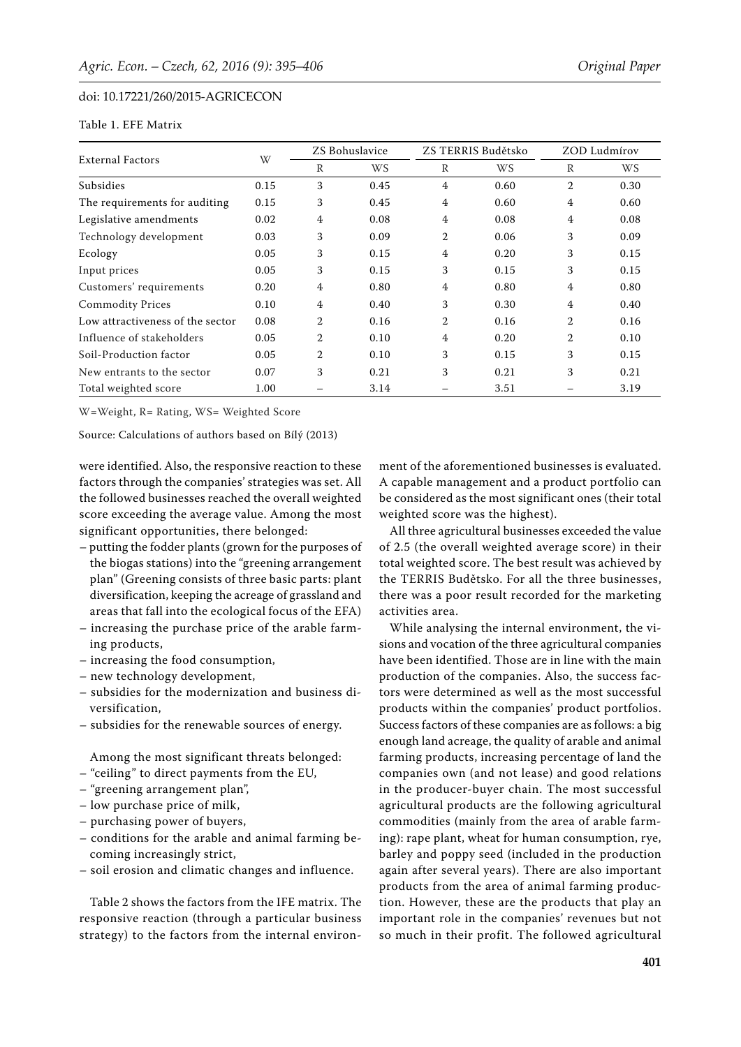Table 1. EFE Matrix

| External Factors | W | ZS Bohuslavice | | ZS TERRIS Budětsko | | ZOD Ludmírov | |
|---|---|---|---|---|---|---|---|
| | | R | WS | R | WS | R | WS |
| Subsidies | 0.15 | 3 | 0.45 | 4 | 0.60 | 2 | 0.30 |
| The requirements for auditing | 0.15 | 3 | 0.45 | 4 | 0.60 | 4 | 0.60 |
| Legislative amendments | 0.02 | 4 | 0.08 | 4 | 0.08 | 4 | 0.08 |
| Technology development | 0.03 | 3 | 0.09 | 2 | 0.06 | 3 | 0.09 |
| Ecology | 0.05 | 3 | 0.15 | 4 | 0.20 | 3 | 0.15 |
| Input prices | 0.05 | 3 | 0.15 | 3 | 0.15 | 3 | 0.15 |
| Customers' requirements | 0.20 | 4 | 0.80 | 4 | 0.80 | 4 | 0.80 |
| Commodity Prices | 0.10 | 4 | 0.40 | 3 | 0.30 | 4 | 0.40 |
| Low attractiveness of the sector | 0.08 | 2 | 0.16 | 2 | 0.16 | 2 | 0.16 |
| Influence of stakeholders | 0.05 | 2 | 0.10 | 4 | 0.20 | 2 | 0.10 |
| Soil-Production factor | 0.05 | 2 | 0.10 | 3 | 0.15 | 3 | 0.15 |
| New entrants to the sector | 0.07 | 3 | 0.21 | 3 | 0.21 | 3 | 0.21 |
| Total weighted score | 1.00 | – | 3.14 | – | 3.51 | – | 3.19 |

W=Weight, R= Rating, WS= Weighted Score

Source: Calculations of authors based on Bílý (2013)

were identified. Also, the responsive reaction to these factors through the companies' strategies was set. All the followed businesses reached the overall weighted score exceeding the average value. Among the most significant opportunities, there belonged:

- putting the fodder plants (grown for the purposes of the biogas stations) into the "greening arrangement plan" (Greening consists of three basic parts: plant diversification, keeping the acreage of grassland and areas that fall into the ecological focus of the EFA)
- increasing the purchase price of the arable farming products,
- increasing the food consumption,
- new technology development,
- subsidies for the modernization and business diversification,
- subsidies for the renewable sources of energy.

Among the most significant threats belonged:

- "ceiling" to direct payments from the EU,
- "greening arrangement plan",
- low purchase price of milk,
- purchasing power of buyers,
- conditions for the arable and animal farming becoming increasingly strict,
- soil erosion and climatic changes and influence.

Table 2 shows the factors from the IFE matrix. The responsive reaction (through a particular business strategy) to the factors from the internal environment of the aforementioned businesses is evaluated. A capable management and a product portfolio can be considered as the most significant ones (their total weighted score was the highest).

All three agricultural businesses exceeded the value of 2.5 (the overall weighted average score) in their total weighted score. The best result was achieved by the TERRIS Budětsko. For all the three businesses, there was a poor result recorded for the marketing activities area.

While analysing the internal environment, the visions and vocation of the three agricultural companies have been identified. Those are in line with the main production of the companies. Also, the success factors were determined as well as the most successful products within the companies' product portfolios. Success factors of these companies are as follows: a big enough land acreage, the quality of arable and animal farming products, increasing percentage of land the companies own (and not lease) and good relations in the producer-buyer chain. The most successful agricultural products are the following agricultural commodities (mainly from the area of arable farming): rape plant, wheat for human consumption, rye, barley and poppy seed (included in the production again after several years). There are also important products from the area of animal farming production. However, these are the products that play an important role in the companies' revenues but not so much in their profit. The followed agricultural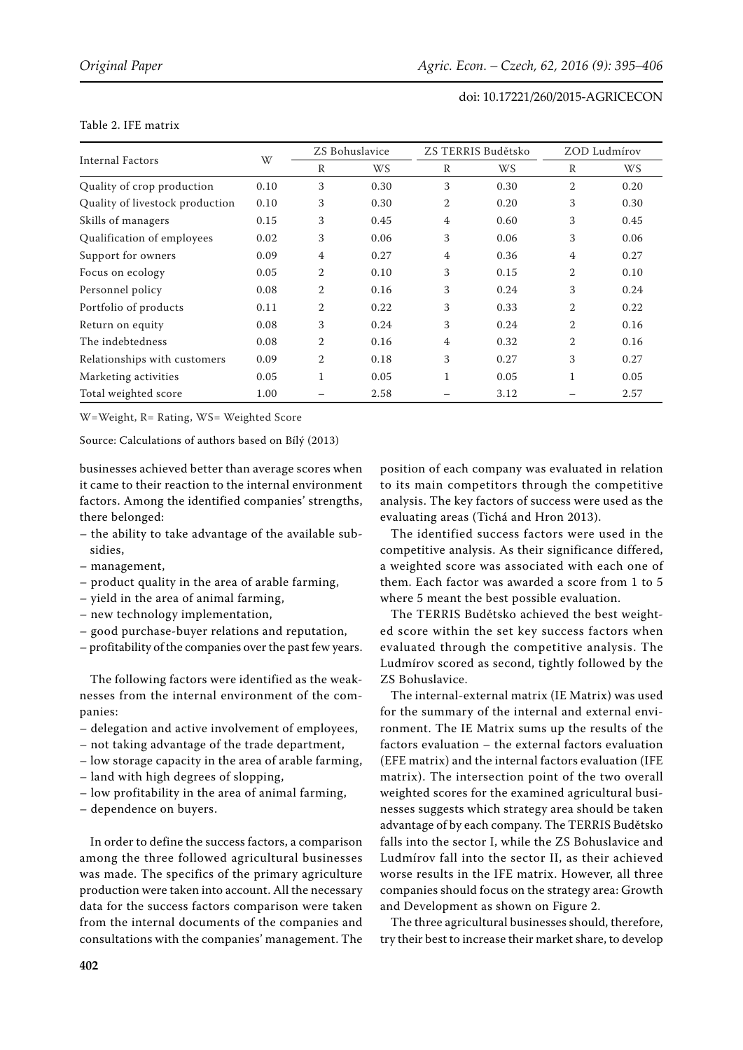Table 2. IFE matrix

| Internal Factors | W | ZS Bohuslavice | | ZS TERRIS Budětsko | | ZOD Ludmírov | |
|---|---|---|---|---|---|---|---|
| | | R | WS | R | WS | R | WS |
| Quality of crop production | 0.10 | 3 | 0.30 | 3 | 0.30 | 2 | 0.20 |
| Quality of livestock production | 0.10 | 3 | 0.30 | 2 | 0.20 | 3 | 0.30 |
| Skills of managers | 0.15 | 3 | 0.45 | 4 | 0.60 | 3 | 0.45 |
| Qualification of employees | 0.02 | 3 | 0.06 | 3 | 0.06 | 3 | 0.06 |
| Support for owners | 0.09 | 4 | 0.27 | 4 | 0.36 | 4 | 0.27 |
| Focus on ecology | 0.05 | 2 | 0.10 | 3 | 0.15 | 2 | 0.10 |
| Personnel policy | 0.08 | 2 | 0.16 | 3 | 0.24 | 3 | 0.24 |
| Portfolio of products | 0.11 | 2 | 0.22 | 3 | 0.33 | 2 | 0.22 |
| Return on equity | 0.08 | 3 | 0.24 | 3 | 0.24 | 2 | 0.16 |
| The indebtedness | 0.08 | 2 | 0.16 | 4 | 0.32 | 2 | 0.16 |
| Relationships with customers | 0.09 | 2 | 0.18 | 3 | 0.27 | 3 | 0.27 |
| Marketing activities | 0.05 | 1 | 0.05 | 1 | 0.05 | 1 | 0.05 |
| Total weighted score | 1.00 | – | 2.58 | – | 3.12 | – | 2.57 |

W=Weight, R= Rating, WS= Weighted Score

Source: Calculations of authors based on Bílý (2013)

businesses achieved better than average scores when it came to their reaction to the internal environment factors. Among the identified companies' strengths, there belonged:

- the ability to take advantage of the available subsidies,
- management,
- product quality in the area of arable farming,
- yield in the area of animal farming,
- new technology implementation,
- good purchase-buyer relations and reputation,
- profitability of the companies over the past few years.

The following factors were identified as the weaknesses from the internal environment of the companies:

- delegation and active involvement of employees,
- not taking advantage of the trade department,
- low storage capacity in the area of arable farming,
- land with high degrees of slopping,
- low profitability in the area of animal farming,
- dependence on buyers.

In order to define the success factors, a comparison among the three followed agricultural businesses was made. The specifics of the primary agriculture production were taken into account. All the necessary data for the success factors comparison were taken from the internal documents of the companies and consultations with the companies' management. The position of each company was evaluated in relation to its main competitors through the competitive analysis. The key factors of success were used as the evaluating areas (Tichá and Hron 2013).

The identified success factors were used in the competitive analysis. As their significance differed, a weighted score was associated with each one of them. Each factor was awarded a score from 1 to 5 where 5 meant the best possible evaluation.

The TERRIS Budětsko achieved the best weighted score within the set key success factors when evaluated through the competitive analysis. The Ludmírov scored as second, tightly followed by the ZS Bohuslavice.

The internal-external matrix (IE Matrix) was used for the summary of the internal and external environment. The IE Matrix sums up the results of the factors evaluation – the external factors evaluation (EFE matrix) and the internal factors evaluation (IFE matrix). The intersection point of the two overall weighted scores for the examined agricultural businesses suggests which strategy area should be taken advantage of by each company. The TERRIS Budětsko falls into the sector I, while the ZS Bohuslavice and Ludmírov fall into the sector II, as their achieved worse results in the IFE matrix. However, all three companies should focus on the strategy area: Growth and Development as shown on Figure 2.

The three agricultural businesses should, therefore, try their best to increase their market share, to develop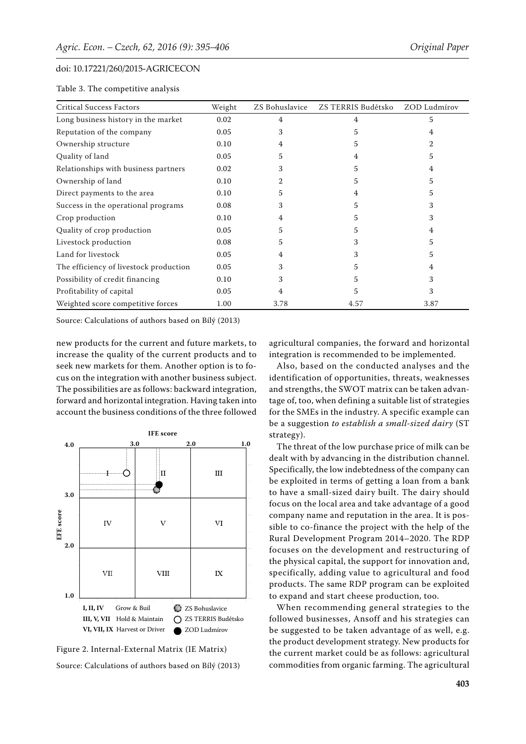Table 3. The competitive analysis

| Critical Success Factors | Weight | ZS Bohuslavice | ZS TERRIS Budětsko | ZOD Ludmírov |
|---|---|---|---|---|
| Long business history in the market | 0.02 | 4 | 4 | 5 |
| Reputation of the company | 0.05 | 3 | 5 | 4 |
| Ownership structure | 0.10 | 4 | 5 | 2 |
| Quality of land | 0.05 | 5 | 4 | 5 |
| Relationships with business partners | 0.02 | 3 | 5 | 4 |
| Ownership of land | 0.10 | 2 | 5 | 5 |
| Direct payments to the area | 0.10 | 5 | 4 | 5 |
| Success in the operational programs | 0.08 | 3 | 5 | 3 |
| Crop production | 0.10 | 4 | 5 | 3 |
| Quality of crop production | 0.05 | 5 | 5 | 4 |
| Livestock production | 0.08 | 5 | 3 | 5 |
| Land for livestock | 0.05 | 4 | 3 | 5 |
| The efficiency of livestock production | 0.05 | 3 | 5 | 4 |
| Possibility of credit financing | 0.10 | 3 | 5 | 3 |
| Profitability of capital | 0.05 | 4 | 5 | 3 |
| Weighted score competitive forces | 1.00 | 3.78 | 4.57 | 3.87 |

Source: Calculations of authors based on Bílý (2013)

new products for the current and future markets, to increase the quality of the current products and to seek new markets for them. Another option is to focus on the integration with another business subject. The possibilities are as follows: backward integration, forward and horizontal integration. Having taken into account the business conditions of the three followed agricultural companies, the forward and horizontal integration is recommended to be implemented.

Figure 2. Internal-External Matrix (IE Matrix)

Source: Calculations of authors based on Bílý (2013)

Also, based on the conducted analyses and the identification of opportunities, threats, weaknesses and strengths, the SWOT matrix can be taken advantage of, too, when defining a suitable list of strategies for the SMEs in the industry. A specific example can be a suggestion *to establish a small-sized dairy* (ST strategy).

The threat of the low purchase price of milk can be dealt with by advancing in the distribution channel. Specifically, the low indebtedness of the company can be exploited in terms of getting a loan from a bank to have a small-sized dairy built. The dairy should focus on the local area and take advantage of a good company name and reputation in the area. It is possible to co-finance the project with the help of the Rural Development Program 2014–2020. The RDP focuses on the development and restructuring of the physical capital, the support for innovation and, specifically, adding value to agricultural and food products. The same RDP program can be exploited to expand and start cheese production, too.

When recommending general strategies to the followed businesses, Ansoff and his strategies can be suggested to be taken advantage of as well, e.g. the product development strategy. New products for the current market could be as follows: agricultural commodities from organic farming. The agricultural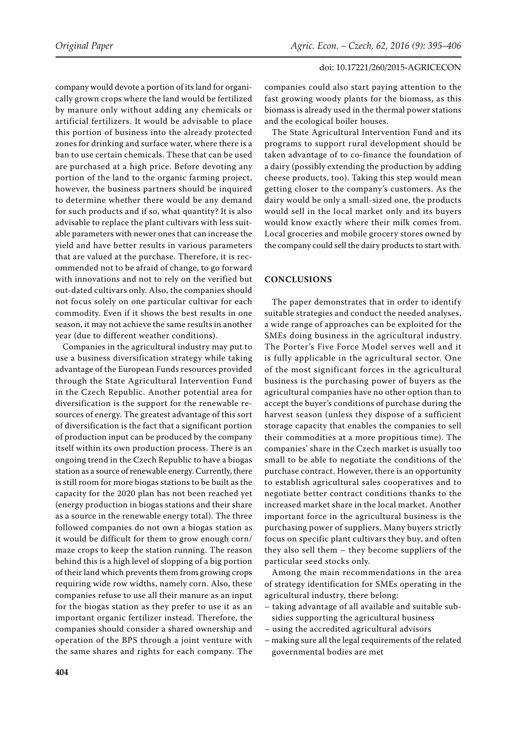company would devote a portion of its land for organically grown crops where the land would be fertilized by manure only without adding any chemicals or artificial fertilizers. It would be advisable to place this portion of business into the already protected zones for drinking and surface water, where there is a ban to use certain chemicals. These that can be used are purchased at a high price. Before devoting any portion of the land to the organic farming project, however, the business partners should be inquired to determine whether there would be any demand for such products and if so, what quantity? It is also advisable to replace the plant cultivars with less suitable parameters with newer ones that can increase the yield and have better results in various parameters that are valued at the purchase. Therefore, it is recommended not to be afraid of change, to go forward with innovations and not to rely on the verified but out-dated cultivars only. Also, the companies should not focus solely on one particular cultivar for each commodity. Even if it shows the best results in one season, it may not achieve the same results in another year (due to different weather conditions).

Companies in the agricultural industry may put to use a business diversification strategy while taking advantage of the European Funds resources provided through the State Agricultural Intervention Fund in the Czech Republic. Another potential area for diversification is the support for the renewable resources of energy. The greatest advantage of this sort of diversification is the fact that a significant portion of production input can be produced by the company itself within its own production process. There is an ongoing trend in the Czech Republic to have a biogas station as a source of renewable energy. Currently, there is still room for more biogas stations to be built as the capacity for the 2020 plan has not been reached yet (energy production in biogas stations and their share as a source in the renewable energy total). The three followed companies do not own a biogas station as it would be difficult for them to grow enough corn/maze crops to keep the station running. The reason behind this is a high level of slopping of a big portion of their land which prevents them from growing crops requiring wide row widths, namely corn. Also, these companies refuse to use all their manure as an input for the biogas station as they prefer to use it as an important organic fertilizer instead. Therefore, the companies should consider a shared ownership and operation of the BPS through a joint venture with the same shares and rights for each company. The companies could also start paying attention to the fast growing woody plants for the biomass, as this biomass is already used in the thermal power stations and the ecological boiler houses.

The State Agricultural Intervention Fund and its programs to support rural development should be taken advantage of to co-finance the foundation of a dairy (possibly extending the production by adding cheese products, too). Taking this step would mean getting closer to the company's customers. As the dairy would be only a small-sized one, the products would sell in the local market only and its buyers would know exactly where their milk comes from. Local groceries and mobile grocery stores owned by the company could sell the dairy products to start with.

## CONCLUSIONS

The paper demonstrates that in order to identify suitable strategies and conduct the needed analyses, a wide range of approaches can be exploited for the SMEs doing business in the agricultural industry. The Porter's Five Force Model serves well and it is fully applicable in the agricultural sector. One of the most significant forces in the agricultural business is the purchasing power of buyers as the agricultural companies have no other option than to accept the buyer's conditions of purchase during the harvest season (unless they dispose of a sufficient storage capacity that enables the companies to sell their commodities at a more propitious time). The companies' share in the Czech market is usually too small to be able to negotiate the conditions of the purchase contract. However, there is an opportunity to establish agricultural sales cooperatives and to negotiate better contract conditions thanks to the increased market share in the local market. Another important force in the agricultural business is the purchasing power of suppliers. Many buyers strictly focus on specific plant cultivars they buy, and often they also sell them – they become suppliers of the particular seed stocks only.

Among the main recommendations in the area of strategy identification for SMEs operating in the agricultural industry, there belong:

- taking advantage of all available and suitable subsidies supporting the agricultural business
- using the accredited agricultural advisors
- making sure all the legal requirements of the related governmental bodies are met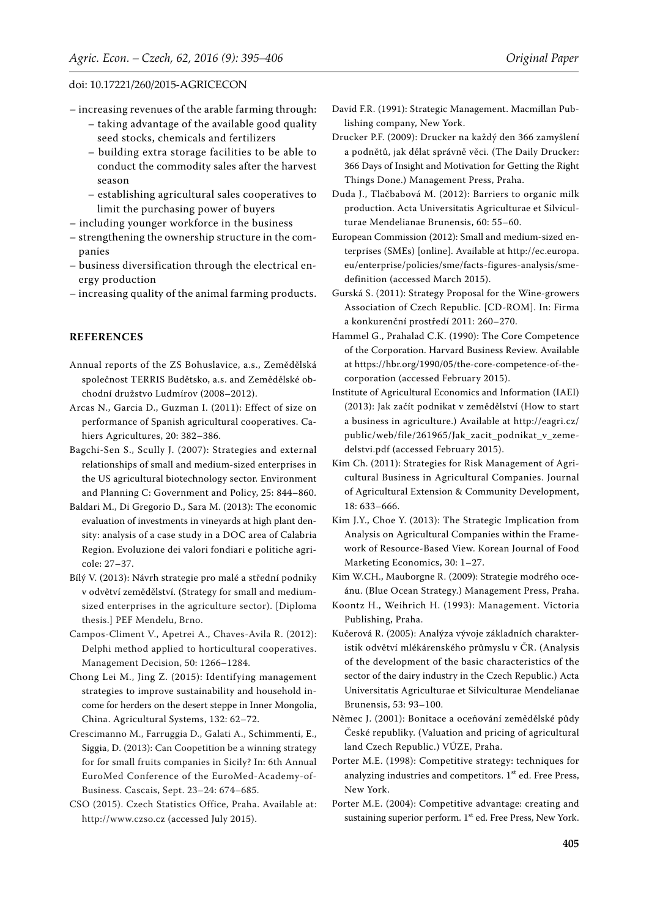– increasing revenues of the arable farming through:
  – taking advantage of the available good quality seed stocks, chemicals and fertilizers
  – building extra storage facilities to be able to conduct the commodity sales after the harvest season
  – establishing agricultural sales cooperatives to limit the purchasing power of buyers
– including younger workforce in the business
– strengthening the ownership structure in the companies
– business diversification through the electrical energy production
– increasing quality of the animal farming products.

## REFERENCES

Annual reports of the ZS Bohuslavice, a.s., Zemědělská společnost TERRIS Budětsko, a.s. and Zemědělské obchodní družstvo Ludmírov (2008–2012).

Arcas N., Garcia D., Guzman I. (2011): Effect of size on performance of Spanish agricultural cooperatives. Cahiers Agricultures, 20: 382–386.

Bagchi-Sen S., Scully J. (2007): Strategies and external relationships of small and medium-sized enterprises in the US agricultural biotechnology sector. Environment and Planning C: Government and Policy, 25: 844–860.

Baldari M., Di Gregorio D., Sara M. (2013): The economic evaluation of investments in vineyards at high plant density: analysis of a case study in a DOC area of Calabria Region. Evoluzione dei valori fondiari e politiche agricole: 27–37.

Bílý V. (2013): Návrh strategie pro malé a střední podniky v odvětví zemědělství. (Strategy for small and medium-sized enterprises in the agriculture sector). [Diploma thesis.] PEF Mendelu, Brno.

Campos-Climent V., Apetrei A., Chaves-Avila R. (2012): Delphi method applied to horticultural cooperatives. Management Decision, 50: 1266–1284.

Chong Lei M., Jing Z. (2015): Identifying management strategies to improve sustainability and household income for herders on the desert steppe in Inner Mongolia, China. Agricultural Systems, 132: 62–72.

Crescimanno M., Farruggia D., Galati A., Schimmenti, E., Siggia, D. (2013): Can Coopetition be a winning strategy for for small fruits companies in Sicily? In: 6th Annual EuroMed Conference of the EuroMed-Academy-of-Business. Cascais, Sept. 23–24: 674–685.

CSO (2015). Czech Statistics Office, Praha. Available at: http://www.czso.cz (accessed July 2015).

David F.R. (1991): Strategic Management. Macmillan Publishing company, New York.

Drucker P.F. (2009): Drucker na každý den 366 zamyšlení a podnětů, jak dělat správně věci. (The Daily Drucker: 366 Days of Insight and Motivation for Getting the Right Things Done.) Management Press, Praha.

Duda J., Tlačbabová M. (2012): Barriers to organic milk production. Acta Universitatis Agriculturae et Silviculturae Mendelianae Brunensis, 60: 55–60.

European Commission (2012): Small and medium-sized enterprises (SMEs) [online]. Available at http://ec.europa.eu/enterprise/policies/sme/facts-figures-analysis/sme-definition (accessed March 2015).

Gurská S. (2011): Strategy Proposal for the Wine-growers Association of Czech Republic. [CD-ROM]. In: Firma a konkurenční prostředí 2011: 260–270.

Hammel G., Prahalad C.K. (1990): The Core Competence of the Corporation. Harvard Business Review. Available at https://hbr.org/1990/05/the-core-competence-of-the-corporation (accessed February 2015).

Institute of Agricultural Economics and Information (IAEI) (2013): Jak začít podnikat v zemědělství (How to start a business in agriculture.) Available at http://eagri.cz/public/web/file/261965/Jak_zacit_podnikat_v_zemedelstvi.pdf (accessed February 2015).

Kim Ch. (2011): Strategies for Risk Management of Agricultural Business in Agricultural Companies. Journal of Agricultural Extension & Community Development, 18: 633–666.

Kim J.Y., Choe Y. (2013): The Strategic Implication from Analysis on Agricultural Companies within the Framework of Resource-Based View. Korean Journal of Food Marketing Economics, 30: 1–27.

Kim W.CH., Mauborgne R. (2009): Strategie modrého oceánu. (Blue Ocean Strategy.) Management Press, Praha.

Koontz H., Weihrich H. (1993): Management. Victoria Publishing, Praha.

Kučerová R. (2005): Analýza vývoje základních charakteristik odvětví mlékárenského průmyslu v ČR. (Analysis of the development of the basic characteristics of the sector of the dairy industry in the Czech Republic.) Acta Universitatis Agriculturae et Silviculturae Mendelianae Brunensis, 53: 93–100.

Němec J. (2001): Bonitace a oceňování zemědělské půdy České republiky. (Valuation and pricing of agricultural land Czech Republic.) VÚZE, Praha.

Porter M.E. (1998): Competitive strategy: techniques for analyzing industries and competitors. 1st ed. Free Press, New York.

Porter M.E. (2004): Competitive advantage: creating and sustaining superior perform. 1st ed. Free Press, New York.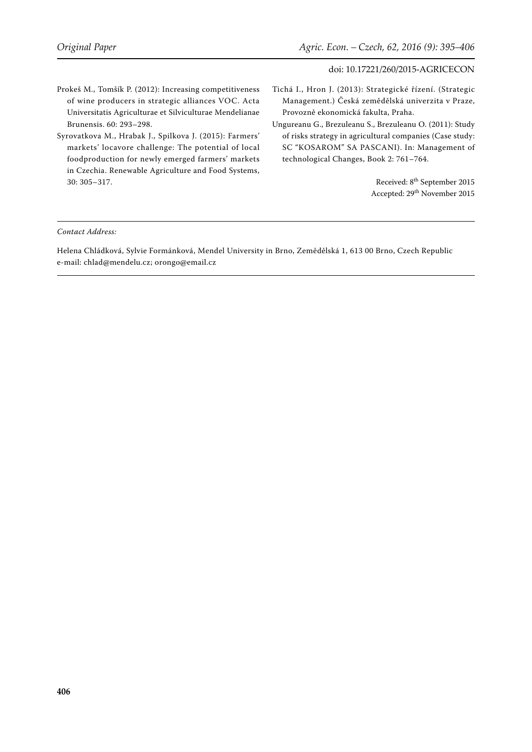Prokeš M., Tomšík P. (2012): Increasing competitiveness of wine producers in strategic alliances VOC. Acta Universitatis Agriculturae et Silviculturae Mendelianae Brunensis. 60: 293–298.

Syrovatkova M., Hrabak J., Spilkova J. (2015): Farmers' markets' locavore challenge: The potential of local foodproduction for newly emerged farmers' markets in Czechia. Renewable Agriculture and Food Systems, 30: 305–317.

Tichá I., Hron J. (2013): Strategické řízení. (Strategic Management.) Česká zemědělská univerzita v Praze, Provozně ekonomická fakulta, Praha.

Ungureanu G., Brezuleanu S., Brezuleanu O. (2011): Study of risks strategy in agricultural companies (Case study: SC "KOSAROM" SA PASCANI). In: Management of technological Changes, Book 2: 761–764.

Received: 8th September 2015
Accepted: 29th November 2015

*Contact Address:*

Helena Chládková, Sylvie Formánková, Mendel University in Brno, Zemědělská 1, 613 00 Brno, Czech Republic
e-mail: chlad@mendelu.cz; orongo@email.cz